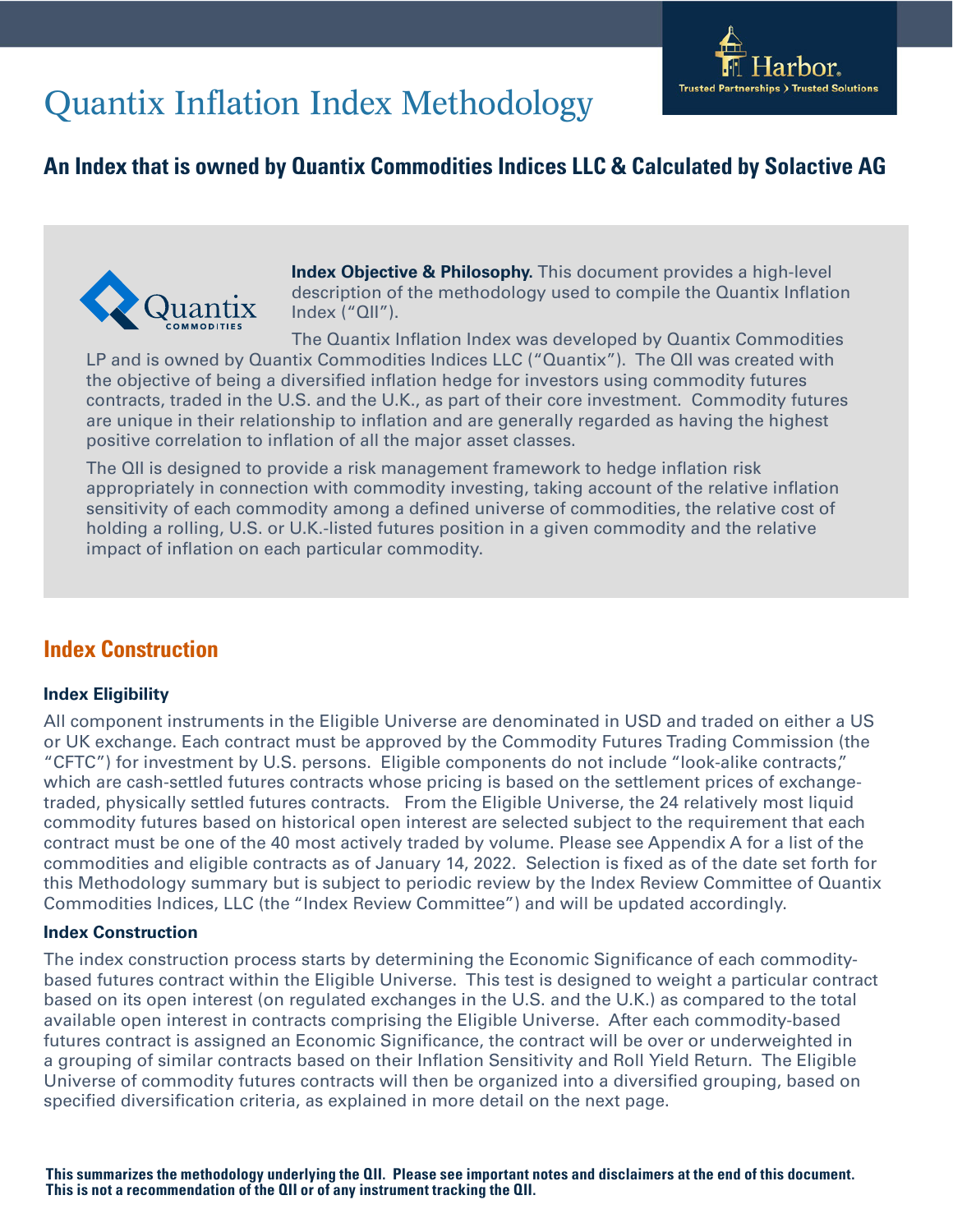# Quantix Inflation Index Methodology

## An Index that is owned by Quantix Commodities Indices LLC & Calculated by Solactive AG

**Index Objective & Philosophy.** This document provides a high-level description of the methodology used to compile the Quantix Inflation Index ("QII").

The Quantix Inflation Index was developed by Quantix Commodities LP and is owned by Quantix Commodities Indices LLC ("Quantix"). The QII was created with the objective of being a diversified inflation hedge for investors using commodity futures contracts, traded in the U.S. and the U.K., as part of their core investment. Commodity futures are unique in their relationship to inflation and are generally regarded as having the highest positive correlation to inflation of all the major asset classes.

The QII is designed to provide a risk management framework to hedge inflation risk appropriately in connection with commodity investing, taking account of the relative inflation sensitivity of each commodity among a defined universe of commodities, the relative cost of holding a rolling, U.S. or U.K.-listed futures position in a given commodity and the relative impact of inflation on each particular commodity.

## Index Construction

### Index Eligibility

All component instruments in the Eligible Universe are denominated in USD and traded on either a US or UK exchange. Each contract must be approved by the Commodity Futures Trading Commission (the "CFTC") for investment by U.S. persons. Eligible components do not include "look-alike contracts," which are cash-settled futures contracts whose pricing is based on the settlement prices of exchange-traded, physically settled futures contracts. From the Eligible Universe, the 24 relatively most liquid commodity futures based on historical open interest are selected subject to the requirement that each contract must be one of the 40 most actively traded by volume. Please see Appendix A for a list of the commodities and eligible contracts as of January 14, 2022. Selection is fixed as of the date set forth for this Methodology summary but is subject to periodic review by the Index Review Committee of Quantix Commodities Indices, LLC (the "Index Review Committee") and will be updated accordingly.

### Index Construction

The index construction process starts by determining the Economic Significance of each commodity-based futures contract within the Eligible Universe. This test is designed to weight a particular contract based on its open interest (on regulated exchanges in the U.S. and the U.K.) as compared to the total available open interest in contracts comprising the Eligible Universe. After each commodity-based futures contract is assigned an Economic Significance, the contract will be over or underweighted in a grouping of similar contracts based on their Inflation Sensitivity and Roll Yield Return. The Eligible Universe of commodity futures contracts will then be organized into a diversified grouping, based on specified diversification criteria, as explained in more detail on the next page.

**This summarizes the methodology underlying the QII. Please see important notes and disclaimers at the end of this document. This is not a recommendation of the QII or of any instrument tracking the QII.**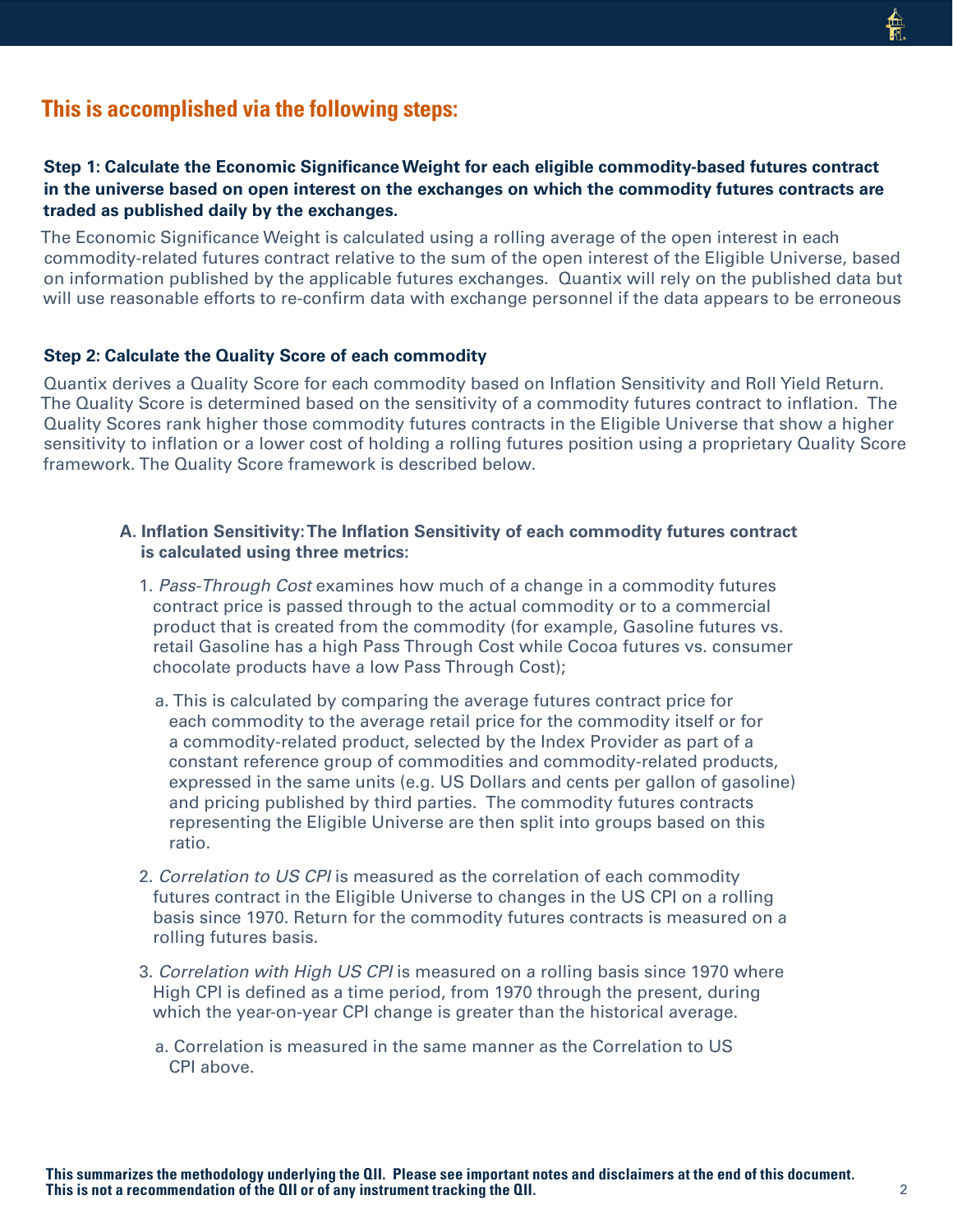## This is accomplished via the following steps:

**Step 1: Calculate the Economic Significance Weight for each eligible commodity-based futures contract in the universe based on open interest on the exchanges on which the commodity futures contracts are traded as published daily by the exchanges.**

The Economic Significance Weight is calculated using a rolling average of the open interest in each commodity-related futures contract relative to the sum of the open interest of the Eligible Universe, based on information published by the applicable futures exchanges. Quantix will rely on the published data but will use reasonable efforts to re-confirm data with exchange personnel if the data appears to be erroneous

**Step 2: Calculate the Quality Score of each commodity**

Quantix derives a Quality Score for each commodity based on Inflation Sensitivity and Roll Yield Return. The Quality Score is determined based on the sensitivity of a commodity futures contract to inflation. The Quality Scores rank higher those commodity futures contracts in the Eligible Universe that show a higher sensitivity to inflation or a lower cost of holding a rolling futures position using a proprietary Quality Score framework. The Quality Score framework is described below.

**A. Inflation Sensitivity: The Inflation Sensitivity of each commodity futures contract is calculated using three metrics:**

1. *Pass-Through Cost* examines how much of a change in a commodity futures contract price is passed through to the actual commodity or to a commercial product that is created from the commodity (for example, Gasoline futures vs. retail Gasoline has a high Pass Through Cost while Cocoa futures vs. consumer chocolate products have a low Pass Through Cost);
   a. This is calculated by comparing the average futures contract price for each commodity to the average retail price for the commodity itself or for a commodity-related product, selected by the Index Provider as part of a constant reference group of commodities and commodity-related products, expressed in the same units (e.g. US Dollars and cents per gallon of gasoline) and pricing published by third parties. The commodity futures contracts representing the Eligible Universe are then split into groups based on this ratio.
2. *Correlation to US CPI* is measured as the correlation of each commodity futures contract in the Eligible Universe to changes in the US CPI on a rolling basis since 1970. Return for the commodity futures contracts is measured on a rolling futures basis.
3. *Correlation with High US CPI* is measured on a rolling basis since 1970 where High CPI is defined as a time period, from 1970 through the present, during which the year-on-year CPI change is greater than the historical average.
   a. Correlation is measured in the same manner as the Correlation to US CPI above.

**This summarizes the methodology underlying the QII. Please see important notes and disclaimers at the end of this document. This is not a recommendation of the QII or of any instrument tracking the QII.**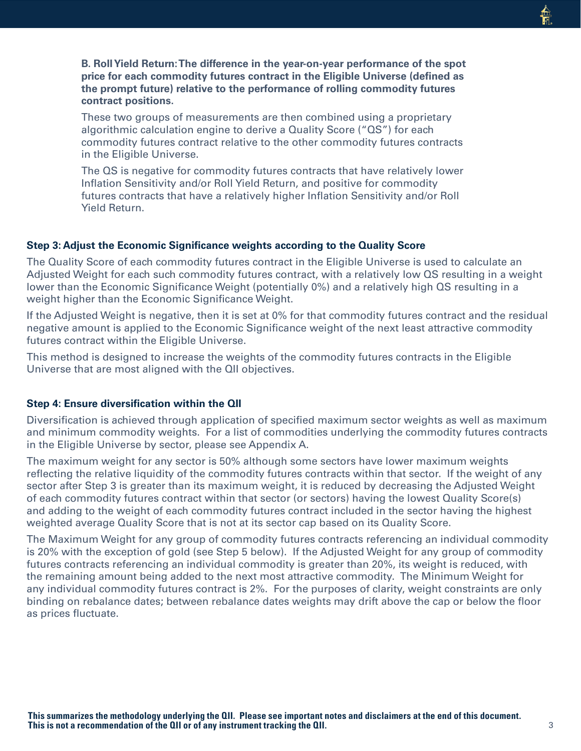**B. Roll Yield Return: The difference in the year-on-year performance of the spot price for each commodity futures contract in the Eligible Universe (defined as the prompt future) relative to the performance of rolling commodity futures contract positions.**

These two groups of measurements are then combined using a proprietary algorithmic calculation engine to derive a Quality Score ("QS") for each commodity futures contract relative to the other commodity futures contracts in the Eligible Universe.

The QS is negative for commodity futures contracts that have relatively lower Inflation Sensitivity and/or Roll Yield Return, and positive for commodity futures contracts that have a relatively higher Inflation Sensitivity and/or Roll Yield Return.

### Step 3: Adjust the Economic Significance weights according to the Quality Score

The Quality Score of each commodity futures contract in the Eligible Universe is used to calculate an Adjusted Weight for each such commodity futures contract, with a relatively low QS resulting in a weight lower than the Economic Significance Weight (potentially 0%) and a relatively high QS resulting in a weight higher than the Economic Significance Weight.

If the Adjusted Weight is negative, then it is set at 0% for that commodity futures contract and the residual negative amount is applied to the Economic Significance weight of the next least attractive commodity futures contract within the Eligible Universe.

This method is designed to increase the weights of the commodity futures contracts in the Eligible Universe that are most aligned with the QII objectives.

### Step 4: Ensure diversification within the QII

Diversification is achieved through application of specified maximum sector weights as well as maximum and minimum commodity weights. For a list of commodities underlying the commodity futures contracts in the Eligible Universe by sector, please see Appendix A.

The maximum weight for any sector is 50% although some sectors have lower maximum weights reflecting the relative liquidity of the commodity futures contracts within that sector. If the weight of any sector after Step 3 is greater than its maximum weight, it is reduced by decreasing the Adjusted Weight of each commodity futures contract within that sector (or sectors) having the lowest Quality Score(s) and adding to the weight of each commodity futures contract included in the sector having the highest weighted average Quality Score that is not at its sector cap based on its Quality Score.

The Maximum Weight for any group of commodity futures contracts referencing an individual commodity is 20% with the exception of gold (see Step 5 below). If the Adjusted Weight for any group of commodity futures contracts referencing an individual commodity is greater than 20%, its weight is reduced, with the remaining amount being added to the next most attractive commodity. The Minimum Weight for any individual commodity futures contract is 2%. For the purposes of clarity, weight constraints are only binding on rebalance dates; between rebalance dates weights may drift above the cap or below the floor as prices fluctuate.

**This summarizes the methodology underlying the QII. Please see important notes and disclaimers at the end of this document. This is not a recommendation of the QII or of any instrument tracking the QII.**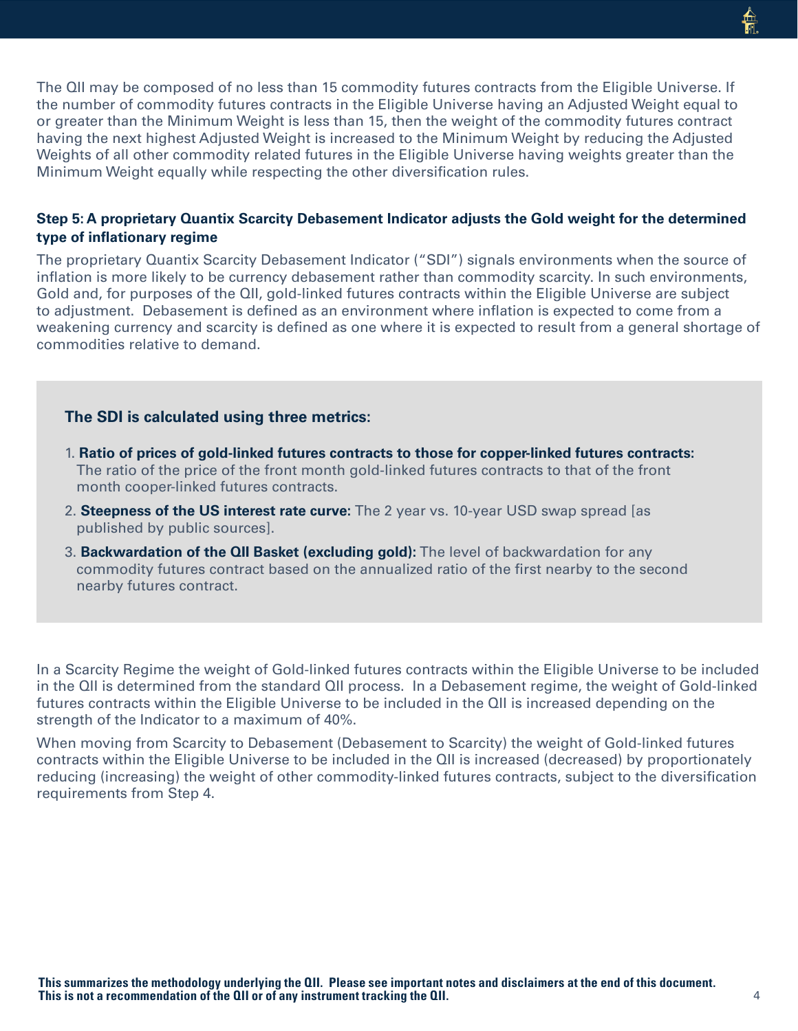The QII may be composed of no less than 15 commodity futures contracts from the Eligible Universe. If the number of commodity futures contracts in the Eligible Universe having an Adjusted Weight equal to or greater than the Minimum Weight is less than 15, then the weight of the commodity futures contract having the next highest Adjusted Weight is increased to the Minimum Weight by reducing the Adjusted Weights of all other commodity related futures in the Eligible Universe having weights greater than the Minimum Weight equally while respecting the other diversification rules.

**Step 5: A proprietary Quantix Scarcity Debasement Indicator adjusts the Gold weight for the determined type of inflationary regime**

The proprietary Quantix Scarcity Debasement Indicator ("SDI") signals environments when the source of inflation is more likely to be currency debasement rather than commodity scarcity. In such environments, Gold and, for purposes of the QII, gold-linked futures contracts within the Eligible Universe are subject to adjustment. Debasement is defined as an environment where inflation is expected to come from a weakening currency and scarcity is defined as one where it is expected to result from a general shortage of commodities relative to demand.

**The SDI is calculated using three metrics:**

1. **Ratio of prices of gold-linked futures contracts to those for copper-linked futures contracts:** The ratio of the price of the front month gold-linked futures contracts to that of the front month cooper-linked futures contracts.
2. **Steepness of the US interest rate curve:** The 2 year vs. 10-year USD swap spread [as published by public sources].
3. **Backwardation of the QII Basket (excluding gold):** The level of backwardation for any commodity futures contract based on the annualized ratio of the first nearby to the second nearby futures contract.

In a Scarcity Regime the weight of Gold-linked futures contracts within the Eligible Universe to be included in the QII is determined from the standard QII process. In a Debasement regime, the weight of Gold-linked futures contracts within the Eligible Universe to be included in the QII is increased depending on the strength of the Indicator to a maximum of 40%.

When moving from Scarcity to Debasement (Debasement to Scarcity) the weight of Gold-linked futures contracts within the Eligible Universe to be included in the QII is increased (decreased) by proportionately reducing (increasing) the weight of other commodity-linked futures contracts, subject to the diversification requirements from Step 4.

**This summarizes the methodology underlying the QII. Please see important notes and disclaimers at the end of this document. This is not a recommendation of the QII or of any instrument tracking the QII.**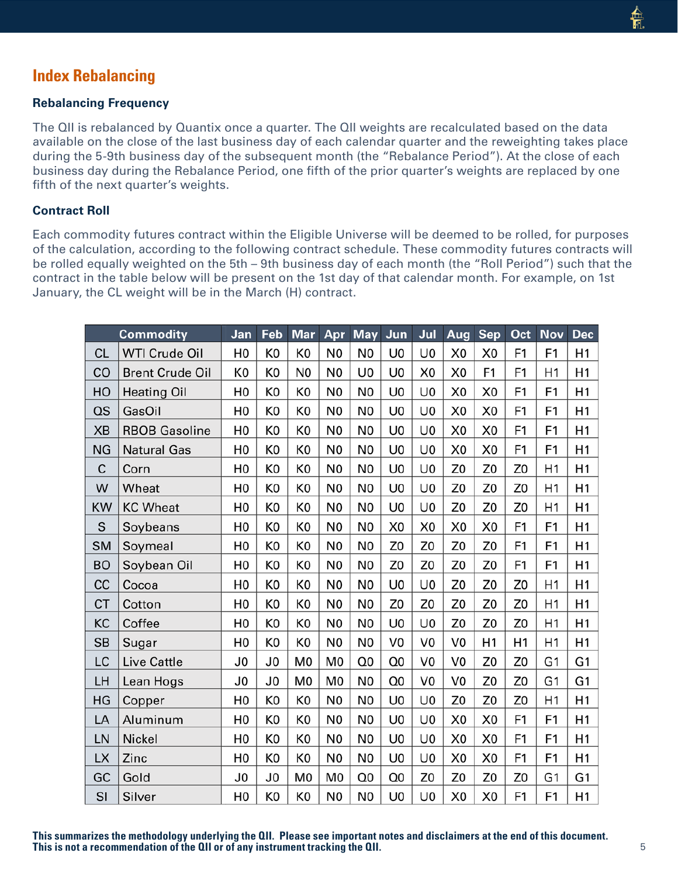## Index Rebalancing

### Rebalancing Frequency

The QII is rebalanced by Quantix once a quarter. The QII weights are recalculated based on the data available on the close of the last business day of each calendar quarter and the reweighting takes place during the 5-9th business day of the subsequent month (the "Rebalance Period"). At the close of each business day during the Rebalance Period, one fifth of the prior quarter's weights are replaced by one fifth of the next quarter's weights.

### Contract Roll

Each commodity futures contract within the Eligible Universe will be deemed to be rolled, for purposes of the calculation, according to the following contract schedule. These commodity futures contracts will be rolled equally weighted on the 5th – 9th business day of each month (the "Roll Period") such that the contract in the table below will be present on the 1st day of that calendar month. For example, on 1st January, the CL weight will be in the March (H) contract.

| | Commodity | Jan | Feb | Mar | Apr | May | Jun | Jul | Aug | Sep | Oct | Nov | Dec |
|---|---|---|---|---|---|---|---|---|---|---|---|---|---|
| CL | WTI Crude Oil | H0 | K0 | K0 | N0 | N0 | U0 | U0 | X0 | X0 | F1 | F1 | H1 |
| CO | Brent Crude Oil | K0 | K0 | N0 | N0 | U0 | U0 | X0 | X0 | F1 | F1 | H1 | H1 |
| HO | Heating Oil | H0 | K0 | K0 | N0 | N0 | U0 | U0 | X0 | X0 | F1 | F1 | H1 |
| QS | GasOil | H0 | K0 | K0 | N0 | N0 | U0 | U0 | X0 | X0 | F1 | F1 | H1 |
| XB | RBOB Gasoline | H0 | K0 | K0 | N0 | N0 | U0 | U0 | X0 | X0 | F1 | F1 | H1 |
| NG | Natural Gas | H0 | K0 | K0 | N0 | N0 | U0 | U0 | X0 | X0 | F1 | F1 | H1 |
| C | Corn | H0 | K0 | K0 | N0 | N0 | U0 | U0 | Z0 | Z0 | Z0 | H1 | H1 |
| W | Wheat | H0 | K0 | K0 | N0 | N0 | U0 | U0 | Z0 | Z0 | Z0 | H1 | H1 |
| KW | KC Wheat | H0 | K0 | K0 | N0 | N0 | U0 | U0 | Z0 | Z0 | Z0 | H1 | H1 |
| S | Soybeans | H0 | K0 | K0 | N0 | N0 | X0 | X0 | X0 | X0 | F1 | F1 | H1 |
| SM | Soymeal | H0 | K0 | K0 | N0 | N0 | Z0 | Z0 | Z0 | Z0 | F1 | F1 | H1 |
| BO | Soybean Oil | H0 | K0 | K0 | N0 | N0 | Z0 | Z0 | Z0 | Z0 | F1 | F1 | H1 |
| CC | Cocoa | H0 | K0 | K0 | N0 | N0 | U0 | U0 | Z0 | Z0 | Z0 | H1 | H1 |
| CT | Cotton | H0 | K0 | K0 | N0 | N0 | Z0 | Z0 | Z0 | Z0 | Z0 | H1 | H1 |
| KC | Coffee | H0 | K0 | K0 | N0 | N0 | U0 | U0 | Z0 | Z0 | Z0 | H1 | H1 |
| SB | Sugar | H0 | K0 | K0 | N0 | N0 | V0 | V0 | V0 | H1 | H1 | H1 | H1 |
| LC | Live Cattle | J0 | J0 | M0 | M0 | Q0 | Q0 | V0 | V0 | Z0 | Z0 | G1 | G1 |
| LH | Lean Hogs | J0 | J0 | M0 | M0 | N0 | Q0 | V0 | V0 | Z0 | Z0 | G1 | G1 |
| HG | Copper | H0 | K0 | K0 | N0 | N0 | U0 | U0 | Z0 | Z0 | Z0 | H1 | H1 |
| LA | Aluminum | H0 | K0 | K0 | N0 | N0 | U0 | U0 | X0 | X0 | F1 | F1 | H1 |
| LN | Nickel | H0 | K0 | K0 | N0 | N0 | U0 | U0 | X0 | X0 | F1 | F1 | H1 |
| LX | Zinc | H0 | K0 | K0 | N0 | N0 | U0 | U0 | X0 | X0 | F1 | F1 | H1 |
| GC | Gold | J0 | J0 | M0 | M0 | Q0 | Q0 | Z0 | Z0 | Z0 | Z0 | G1 | G1 |
| SI | Silver | H0 | K0 | K0 | N0 | N0 | U0 | U0 | X0 | X0 | F1 | F1 | H1 |

**This summarizes the methodology underlying the QII. Please see important notes and disclaimers at the end of this document. This is not a recommendation of the QII or of any instrument tracking the QII.**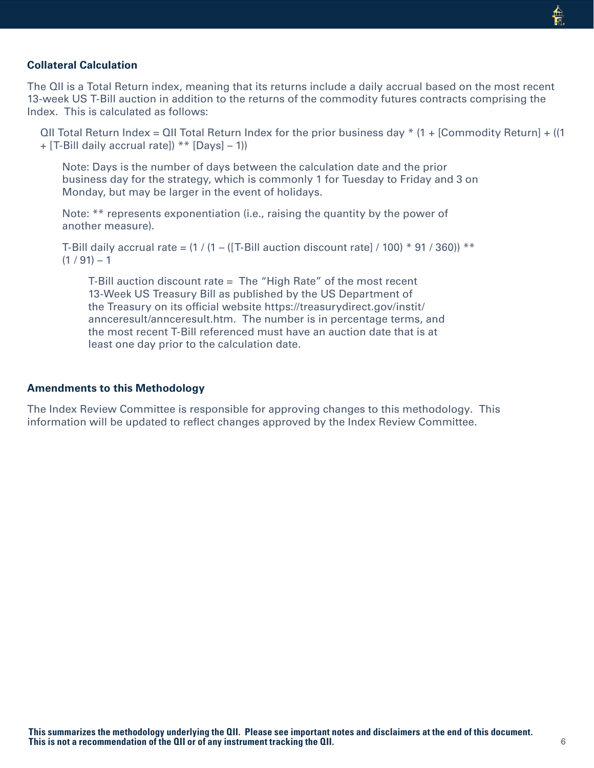### Collateral Calculation

The QII is a Total Return index, meaning that its returns include a daily accrual based on the most recent 13-week US T-Bill auction in addition to the returns of the commodity futures contracts comprising the Index. This is calculated as follows:

QII Total Return Index = QII Total Return Index for the prior business day * (1 + [Commodity Return] + ((1 + [T-Bill daily accrual rate]) ** [Days] – 1))

> Note: Days is the number of days between the calculation date and the prior business day for the strategy, which is commonly 1 for Tuesday to Friday and 3 on Monday, but may be larger in the event of holidays.
>
> Note: ** represents exponentiation (i.e., raising the quantity by the power of another measure).
>
> T-Bill daily accrual rate = (1 / (1 – ([T-Bill auction discount rate] / 100) * 91 / 360)) ** (1 / 91) – 1
>
> > T-Bill auction discount rate = The "High Rate" of the most recent 13-Week US Treasury Bill as published by the US Department of the Treasury on its official website https://treasurydirect.gov/instit/annceresult/annceresult.htm. The number is in percentage terms, and the most recent T-Bill referenced must have an auction date that is at least one day prior to the calculation date.

### Amendments to this Methodology

The Index Review Committee is responsible for approving changes to this methodology. This information will be updated to reflect changes approved by the Index Review Committee.

**This summarizes the methodology underlying the QII. Please see important notes and disclaimers at the end of this document. This is not a recommendation of the QII or of any instrument tracking the QII.**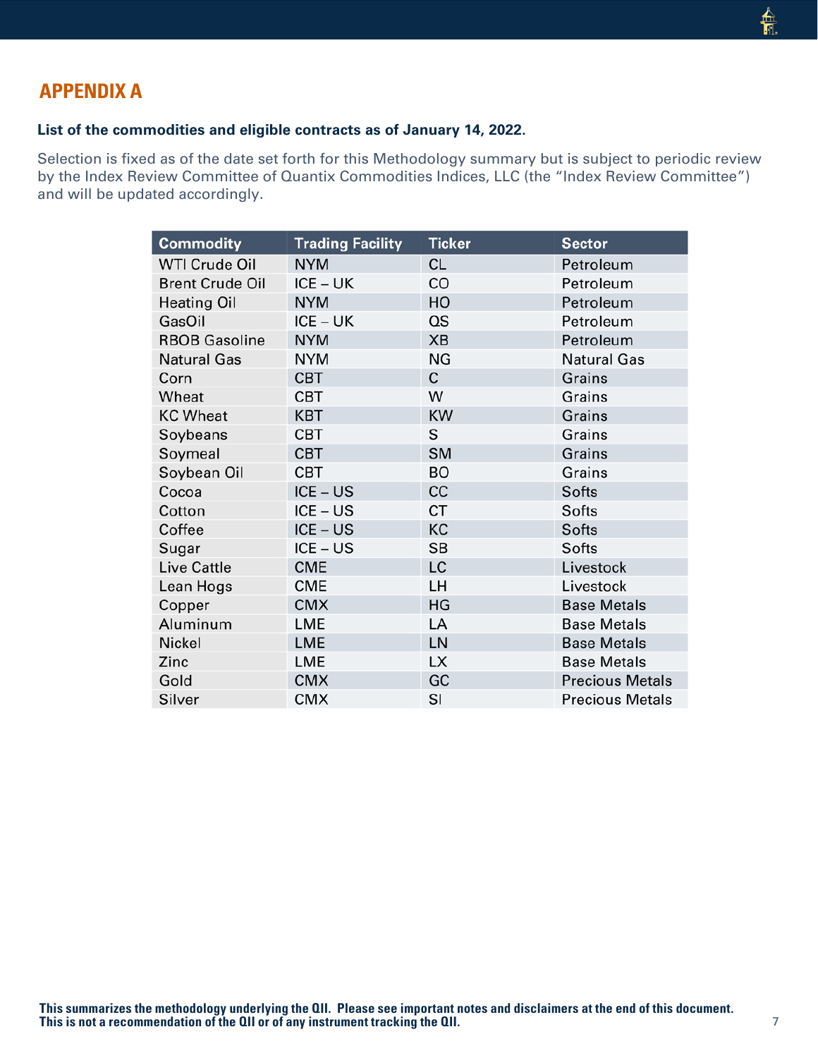## APPENDIX A

**List of the commodities and eligible contracts as of January 14, 2022.**

Selection is fixed as of the date set forth for this Methodology summary but is subject to periodic review by the Index Review Committee of Quantix Commodities Indices, LLC (the "Index Review Committee") and will be updated accordingly.

| Commodity | Trading Facility | Ticker | Sector |
|---|---|---|---|
| WTI Crude Oil | NYM | CL | Petroleum |
| Brent Crude Oil | ICE – UK | CO | Petroleum |
| Heating Oil | NYM | HO | Petroleum |
| GasOil | ICE – UK | QS | Petroleum |
| RBOB Gasoline | NYM | XB | Petroleum |
| Natural Gas | NYM | NG | Natural Gas |
| Corn | CBT | C | Grains |
| Wheat | CBT | W | Grains |
| KC Wheat | KBT | KW | Grains |
| Soybeans | CBT | S | Grains |
| Soymeal | CBT | SM | Grains |
| Soybean Oil | CBT | BO | Grains |
| Cocoa | ICE – US | CC | Softs |
| Cotton | ICE – US | CT | Softs |
| Coffee | ICE – US | KC | Softs |
| Sugar | ICE – US | SB | Softs |
| Live Cattle | CME | LC | Livestock |
| Lean Hogs | CME | LH | Livestock |
| Copper | CMX | HG | Base Metals |
| Aluminum | LME | LA | Base Metals |
| Nickel | LME | LN | Base Metals |
| Zinc | LME | LX | Base Metals |
| Gold | CMX | GC | Precious Metals |
| Silver | CMX | SI | Precious Metals |

**This summarizes the methodology underlying the QII. Please see important notes and disclaimers at the end of this document. This is not a recommendation of the QII or of any instrument tracking the QII.**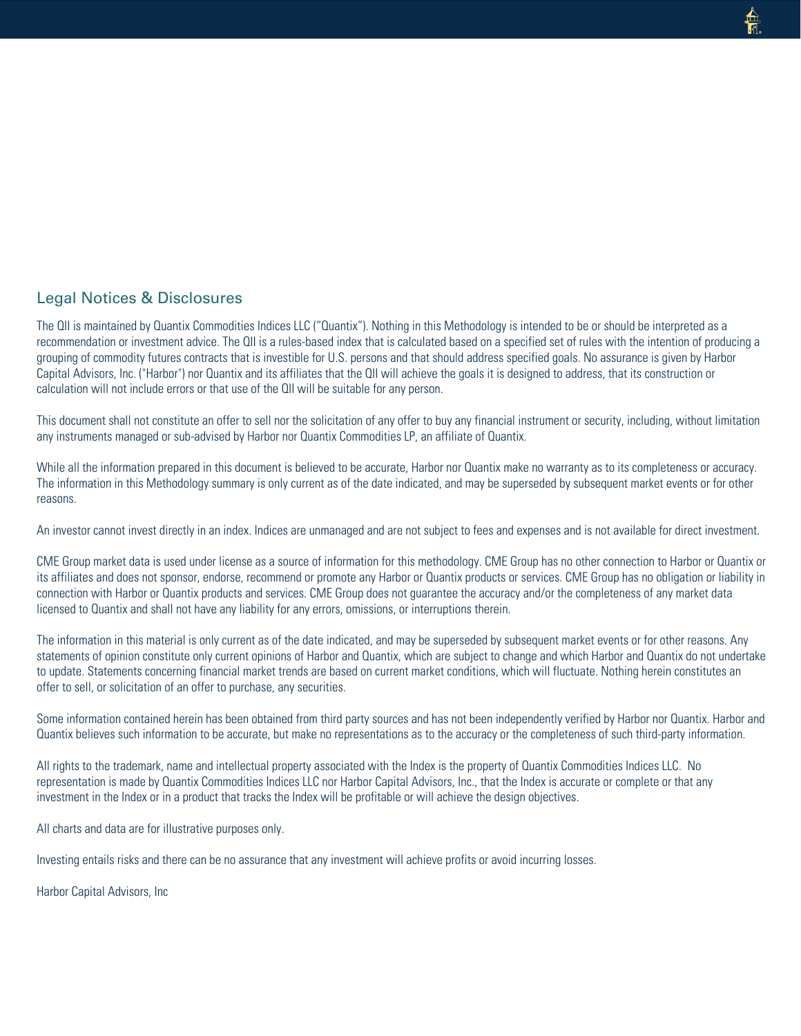## Legal Notices & Disclosures

The QII is maintained by Quantix Commodities Indices LLC ("Quantix"). Nothing in this Methodology is intended to be or should be interpreted as a recommendation or investment advice. The QII is a rules-based index that is calculated based on a specified set of rules with the intention of producing a grouping of commodity futures contracts that is investible for U.S. persons and that should address specified goals. No assurance is given by Harbor Capital Advisors, Inc. ("Harbor") nor Quantix and its affiliates that the QII will achieve the goals it is designed to address, that its construction or calculation will not include errors or that use of the QII will be suitable for any person.

This document shall not constitute an offer to sell nor the solicitation of any offer to buy any financial instrument or security, including, without limitation any instruments managed or sub-advised by Harbor nor Quantix Commodities LP, an affiliate of Quantix.

While all the information prepared in this document is believed to be accurate, Harbor nor Quantix make no warranty as to its completeness or accuracy. The information in this Methodology summary is only current as of the date indicated, and may be superseded by subsequent market events or for other reasons.

An investor cannot invest directly in an index. Indices are unmanaged and are not subject to fees and expenses and is not available for direct investment.

CME Group market data is used under license as a source of information for this methodology. CME Group has no other connection to Harbor or Quantix or its affiliates and does not sponsor, endorse, recommend or promote any Harbor or Quantix products or services. CME Group has no obligation or liability in connection with Harbor or Quantix products and services. CME Group does not guarantee the accuracy and/or the completeness of any market data licensed to Quantix and shall not have any liability for any errors, omissions, or interruptions therein.

The information in this material is only current as of the date indicated, and may be superseded by subsequent market events or for other reasons. Any statements of opinion constitute only current opinions of Harbor and Quantix, which are subject to change and which Harbor and Quantix do not undertake to update. Statements concerning financial market trends are based on current market conditions, which will fluctuate. Nothing herein constitutes an offer to sell, or solicitation of an offer to purchase, any securities.

Some information contained herein has been obtained from third party sources and has not been independently verified by Harbor nor Quantix. Harbor and Quantix believes such information to be accurate, but make no representations as to the accuracy or the completeness of such third-party information.

All rights to the trademark, name and intellectual property associated with the Index is the property of Quantix Commodities Indices LLC. No representation is made by Quantix Commodities Indices LLC nor Harbor Capital Advisors, Inc., that the Index is accurate or complete or that any investment in the Index or in a product that tracks the Index will be profitable or will achieve the design objectives.

All charts and data are for illustrative purposes only.

Investing entails risks and there can be no assurance that any investment will achieve profits or avoid incurring losses.

Harbor Capital Advisors, Inc